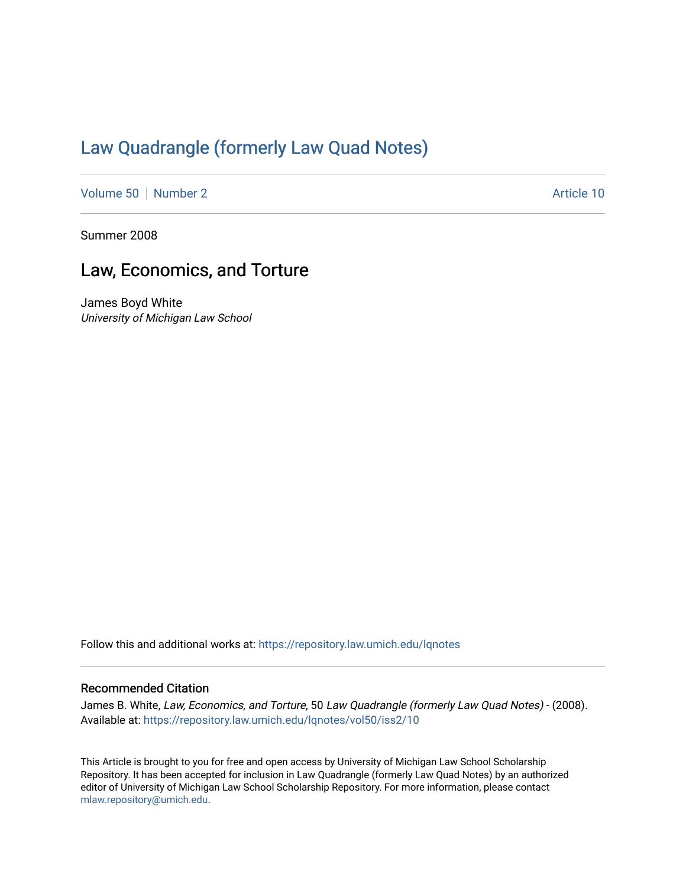# Law Quadrangle (formerly Law Quad Notes)

Volume 50 | Number 2 Article 10

Summer 2008

## Law, Economics, and Torture

James Boyd White
*University of Michigan Law School*

Follow this and additional works at: https://repository.law.umich.edu/lqnotes

### Recommended Citation

James B. White, *Law, Economics, and Torture*, 50 *Law Quadrangle (formerly Law Quad Notes)* - (2008).
Available at: https://repository.law.umich.edu/lqnotes/vol50/iss2/10

This Article is brought to you for free and open access by University of Michigan Law School Scholarship Repository. It has been accepted for inclusion in Law Quadrangle (formerly Law Quad Notes) by an authorized editor of University of Michigan Law School Scholarship Repository. For more information, please contact mlaw.repository@umich.edu.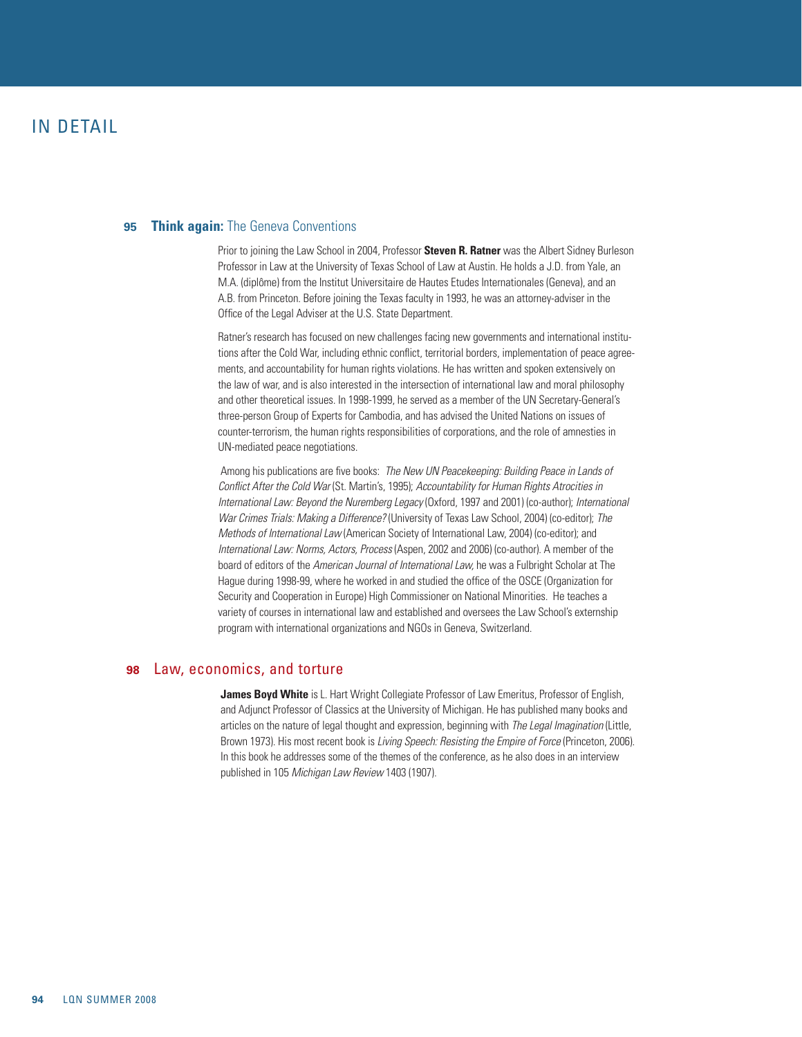# IN DETAIL

## 95 **Think again:** The Geneva Conventions

Prior to joining the Law School in 2004, Professor **Steven R. Ratner** was the Albert Sidney Burleson Professor in Law at the University of Texas School of Law at Austin. He holds a J.D. from Yale, an M.A. (diplôme) from the Institut Universitaire de Hautes Etudes Internationales (Geneva), and an A.B. from Princeton. Before joining the Texas faculty in 1993, he was an attorney-adviser in the Office of the Legal Adviser at the U.S. State Department.

Ratner's research has focused on new challenges facing new governments and international institutions after the Cold War, including ethnic conflict, territorial borders, implementation of peace agreements, and accountability for human rights violations. He has written and spoken extensively on the law of war, and is also interested in the intersection of international law and moral philosophy and other theoretical issues. In 1998-1999, he served as a member of the UN Secretary-General's three-person Group of Experts for Cambodia, and has advised the United Nations on issues of counter-terrorism, the human rights responsibilities of corporations, and the role of amnesties in UN-mediated peace negotiations.

Among his publications are five books: *The New UN Peacekeeping: Building Peace in Lands of Conflict After the Cold War* (St. Martin's, 1995); *Accountability for Human Rights Atrocities in International Law: Beyond the Nuremberg Legacy* (Oxford, 1997 and 2001) (co-author); *International War Crimes Trials: Making a Difference?* (University of Texas Law School, 2004) (co-editor); *The Methods of International Law* (American Society of International Law, 2004) (co-editor); and *International Law: Norms, Actors, Process* (Aspen, 2002 and 2006) (co-author). A member of the board of editors of the *American Journal of International Law,* he was a Fulbright Scholar at The Hague during 1998-99, where he worked in and studied the office of the OSCE (Organization for Security and Cooperation in Europe) High Commissioner on National Minorities. He teaches a variety of courses in international law and established and oversees the Law School's externship program with international organizations and NGOs in Geneva, Switzerland.

## 98 Law, economics, and torture

**James Boyd White** is L. Hart Wright Collegiate Professor of Law Emeritus, Professor of English, and Adjunct Professor of Classics at the University of Michigan. He has published many books and articles on the nature of legal thought and expression, beginning with *The Legal Imagination* (Little, Brown 1973). His most recent book is *Living Speech: Resisting the Empire of Force* (Princeton, 2006). In this book he addresses some of the themes of the conference, as he also does in an interview published in 105 *Michigan Law Review* 1403 (1907).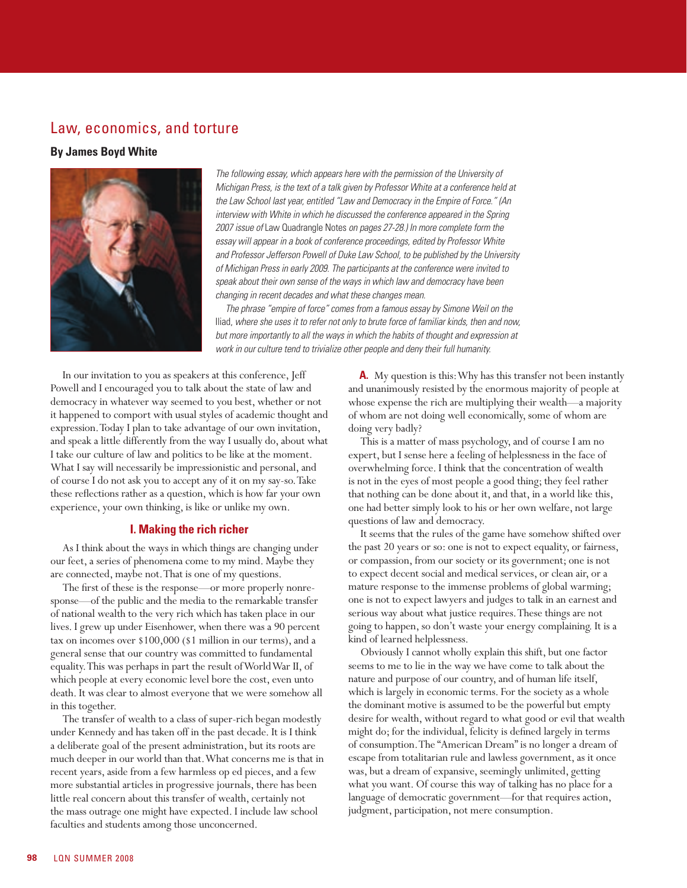## Law, economics, and torture

**By James Boyd White**

*The following essay, which appears here with the permission of the University of Michigan Press, is the text of a talk given by Professor White at a conference held at the Law School last year, entitled "Law and Democracy in the Empire of Force." (An interview with White in which he discussed the conference appeared in the Spring 2007 issue of* Law Quadrangle Notes *on pages 27-28.) In more complete form the essay will appear in a book of conference proceedings, edited by Professor White and Professor Jefferson Powell of Duke Law School, to be published by the University of Michigan Press in early 2009. The participants at the conference were invited to speak about their own sense of the ways in which law and democracy have been changing in recent decades and what these changes mean.*

*The phrase "empire of force" comes from a famous essay by Simone Weil on the* Iliad*, where she uses it to refer not only to brute force of familiar kinds, then and now, but more importantly to all the ways in which the habits of thought and expression at work in our culture tend to trivialize other people and deny their full humanity.*

In our invitation to you as speakers at this conference, Jeff Powell and I encouraged you to talk about the state of law and democracy in whatever way seemed to you best, whether or not it happened to comport with usual styles of academic thought and expression. Today I plan to take advantage of our own invitation, and speak a little differently from the way I usually do, about what I take our culture of law and politics to be like at the moment. What I say will necessarily be impressionistic and personal, and of course I do not ask you to accept any of it on my say-so. Take these reflections rather as a question, which is how far your own experience, your own thinking, is like or unlike my own.

### I. Making the rich richer

As I think about the ways in which things are changing under our feet, a series of phenomena come to my mind. Maybe they are connected, maybe not. That is one of my questions.

The first of these is the response—or more properly nonresponse—of the public and the media to the remarkable transfer of national wealth to the very rich which has taken place in our lives. I grew up under Eisenhower, when there was a 90 percent tax on incomes over $100,000 ($1 million in our terms), and a general sense that our country was committed to fundamental equality. This was perhaps in part the result of World War II, of which people at every economic level bore the cost, even unto death. It was clear to almost everyone that we were somehow all in this together.

The transfer of wealth to a class of super-rich began modestly under Kennedy and has taken off in the past decade. It is I think a deliberate goal of the present administration, but its roots are much deeper in our world than that. What concerns me is that in recent years, aside from a few harmless op ed pieces, and a few more substantial articles in progressive journals, there has been little real concern about this transfer of wealth, certainly not the mass outrage one might have expected. I include law school faculties and students among those unconcerned.

**A.** My question is this: Why has this transfer not been instantly and unanimously resisted by the enormous majority of people at whose expense the rich are multiplying their wealth—a majority of whom are not doing well economically, some of whom are doing very badly?

This is a matter of mass psychology, and of course I am no expert, but I sense here a feeling of helplessness in the face of overwhelming force. I think that the concentration of wealth is not in the eyes of most people a good thing; they feel rather that nothing can be done about it, and that, in a world like this, one had better simply look to his or her own welfare, not large questions of law and democracy.

It seems that the rules of the game have somehow shifted over the past 20 years or so: one is not to expect equality, or fairness, or compassion, from our society or its government; one is not to expect decent social and medical services, or clean air, or a mature response to the immense problems of global warming; one is not to expect lawyers and judges to talk in an earnest and serious way about what justice requires. These things are not going to happen, so don't waste your energy complaining. It is a kind of learned helplessness.

Obviously I cannot wholly explain this shift, but one factor seems to me to lie in the way we have come to talk about the nature and purpose of our country, and of human life itself, which is largely in economic terms. For the society as a whole the dominant motive is assumed to be the powerful but empty desire for wealth, without regard to what good or evil that wealth might do; for the individual, felicity is defined largely in terms of consumption. The "American Dream" is no longer a dream of escape from totalitarian rule and lawless government, as it once was, but a dream of expansive, seemingly unlimited, getting what you want. Of course this way of talking has no place for a language of democratic government—for that requires action, judgment, participation, not mere consumption.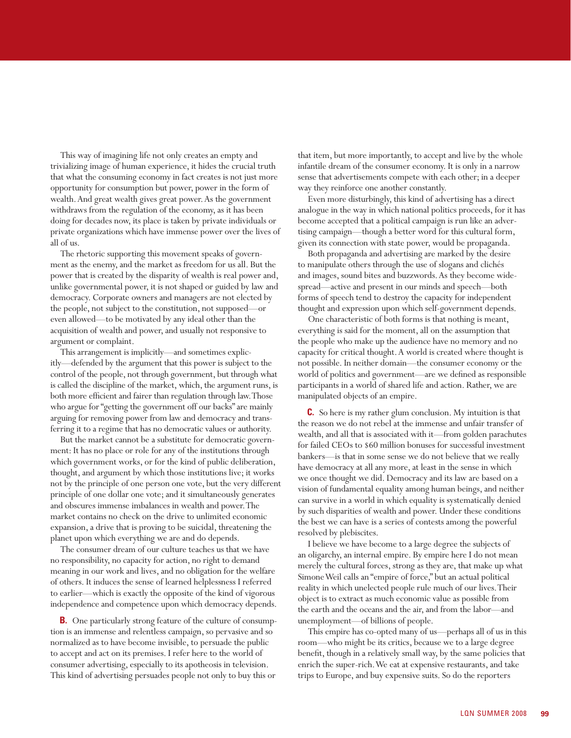This way of imagining life not only creates an empty and trivializing image of human experience, it hides the crucial truth that what the consuming economy in fact creates is not just more opportunity for consumption but power, power in the form of wealth. And great wealth gives great power. As the government withdraws from the regulation of the economy, as it has been doing for decades now, its place is taken by private individuals or private organizations which have immense power over the lives of all of us.

The rhetoric supporting this movement speaks of government as the enemy, and the market as freedom for us all. But the power that is created by the disparity of wealth is real power and, unlike governmental power, it is not shaped or guided by law and democracy. Corporate owners and managers are not elected by the people, not subject to the constitution, not supposed—or even allowed—to be motivated by any ideal other than the acquisition of wealth and power, and usually not responsive to argument or complaint.

This arrangement is implicitly—and sometimes explicitly—defended by the argument that this power is subject to the control of the people, not through government, but through what is called the discipline of the market, which, the argument runs, is both more efficient and fairer than regulation through law. Those who argue for "getting the government off our backs" are mainly arguing for removing power from law and democracy and transferring it to a regime that has no democratic values or authority.

But the market cannot be a substitute for democratic government: It has no place or role for any of the institutions through which government works, or for the kind of public deliberation, thought, and argument by which those institutions live; it works not by the principle of one person one vote, but the very different principle of one dollar one vote; and it simultaneously generates and obscures immense imbalances in wealth and power. The market contains no check on the drive to unlimited economic expansion, a drive that is proving to be suicidal, threatening the planet upon which everything we are and do depends.

The consumer dream of our culture teaches us that we have no responsibility, no capacity for action, no right to demand meaning in our work and lives, and no obligation for the welfare of others. It induces the sense of learned helplessness I referred to earlier—which is exactly the opposite of the kind of vigorous independence and competence upon which democracy depends.

**B.** One particularly strong feature of the culture of consumption is an immense and relentless campaign, so pervasive and so normalized as to have become invisible, to persuade the public to accept and act on its premises. I refer here to the world of consumer advertising, especially to its apotheosis in television. This kind of advertising persuades people not only to buy this or that item, but more importantly, to accept and live by the whole infantile dream of the consumer economy. It is only in a narrow sense that advertisements compete with each other; in a deeper way they reinforce one another constantly.

Even more disturbingly, this kind of advertising has a direct analogue in the way in which national politics proceeds, for it has become accepted that a political campaign is run like an advertising campaign—though a better word for this cultural form, given its connection with state power, would be propaganda.

Both propaganda and advertising are marked by the desire to manipulate others through the use of slogans and clichés and images, sound bites and buzzwords. As they become widespread—active and present in our minds and speech—both forms of speech tend to destroy the capacity for independent thought and expression upon which self-government depends.

One characteristic of both forms is that nothing is meant, everything is said for the moment, all on the assumption that the people who make up the audience have no memory and no capacity for critical thought. A world is created where thought is not possible. In neither domain—the consumer economy or the world of politics and government—are we defined as responsible participants in a world of shared life and action. Rather, we are manipulated objects of an empire.

**C.** So here is my rather glum conclusion. My intuition is that the reason we do not rebel at the immense and unfair transfer of wealth, and all that is associated with it—from golden parachutes for failed CEOs to $60 million bonuses for successful investment bankers—is that in some sense we do not believe that we really have democracy at all any more, at least in the sense in which we once thought we did. Democracy and its law are based on a vision of fundamental equality among human beings, and neither can survive in a world in which equality is systematically denied by such disparities of wealth and power. Under these conditions the best we can have is a series of contests among the powerful resolved by plebiscites.

I believe we have become to a large degree the subjects of an oligarchy, an internal empire. By empire here I do not mean merely the cultural forces, strong as they are, that make up what Simone Weil calls an "empire of force," but an actual political reality in which unelected people rule much of our lives. Their object is to extract as much economic value as possible from the earth and the oceans and the air, and from the labor—and unemployment—of billions of people.

This empire has co-opted many of us—perhaps all of us in this room—who might be its critics, because we to a large degree benefit, though in a relatively small way, by the same policies that enrich the super-rich. We eat at expensive restaurants, and take trips to Europe, and buy expensive suits. So do the reporters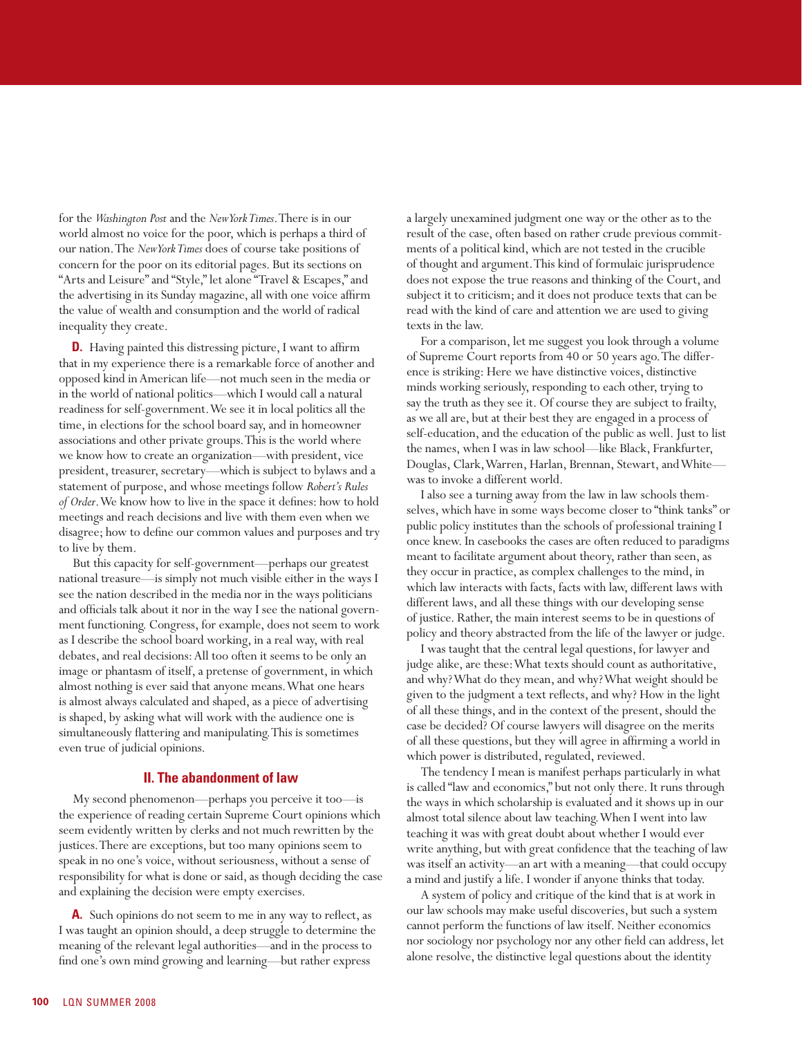for the *Washington Post* and the *New York Times*. There is in our world almost no voice for the poor, which is perhaps a third of our nation. The *New York Times* does of course take positions of concern for the poor on its editorial pages. But its sections on "Arts and Leisure" and "Style," let alone "Travel & Escapes," and the advertising in its Sunday magazine, all with one voice affirm the value of wealth and consumption and the world of radical inequality they create.

**D.** Having painted this distressing picture, I want to affirm that in my experience there is a remarkable force of another and opposed kind in American life—not much seen in the media or in the world of national politics—which I would call a natural readiness for self-government. We see it in local politics all the time, in elections for the school board say, and in homeowner associations and other private groups. This is the world where we know how to create an organization—with president, vice president, treasurer, secretary—which is subject to bylaws and a statement of purpose, and whose meetings follow *Robert's Rules of Order*. We know how to live in the space it defines: how to hold meetings and reach decisions and live with them even when we disagree; how to define our common values and purposes and try to live by them.

But this capacity for self-government—perhaps our greatest national treasure—is simply not much visible either in the ways I see the nation described in the media nor in the ways politicians and officials talk about it nor in the way I see the national government functioning. Congress, for example, does not seem to work as I describe the school board working, in a real way, with real debates, and real decisions: All too often it seems to be only an image or phantasm of itself, a pretense of government, in which almost nothing is ever said that anyone means. What one hears is almost always calculated and shaped, as a piece of advertising is shaped, by asking what will work with the audience one is simultaneously flattering and manipulating. This is sometimes even true of judicial opinions.

## II. The abandonment of law

My second phenomenon—perhaps you perceive it too—is the experience of reading certain Supreme Court opinions which seem evidently written by clerks and not much rewritten by the justices. There are exceptions, but too many opinions seem to speak in no one's voice, without seriousness, without a sense of responsibility for what is done or said, as though deciding the case and explaining the decision were empty exercises.

**A.** Such opinions do not seem to me in any way to reflect, as I was taught an opinion should, a deep struggle to determine the meaning of the relevant legal authorities—and in the process to find one's own mind growing and learning—but rather express a largely unexamined judgment one way or the other as to the result of the case, often based on rather crude previous commitments of a political kind, which are not tested in the crucible of thought and argument. This kind of formulaic jurisprudence does not expose the true reasons and thinking of the Court, and subject it to criticism; and it does not produce texts that can be read with the kind of care and attention we are used to giving texts in the law.

For a comparison, let me suggest you look through a volume of Supreme Court reports from 40 or 50 years ago. The difference is striking: Here we have distinctive voices, distinctive minds working seriously, responding to each other, trying to say the truth as they see it. Of course they are subject to frailty, as we all are, but at their best they are engaged in a process of self-education, and the education of the public as well. Just to list the names, when I was in law school—like Black, Frankfurter, Douglas, Clark, Warren, Harlan, Brennan, Stewart, and White—was to invoke a different world.

I also see a turning away from the law in law schools themselves, which have in some ways become closer to "think tanks" or public policy institutes than the schools of professional training I once knew. In casebooks the cases are often reduced to paradigms meant to facilitate argument about theory, rather than seen, as they occur in practice, as complex challenges to the mind, in which law interacts with facts, facts with law, different laws with different laws, and all these things with our developing sense of justice. Rather, the main interest seems to be in questions of policy and theory abstracted from the life of the lawyer or judge.

I was taught that the central legal questions, for lawyer and judge alike, are these: What texts should count as authoritative, and why? What do they mean, and why? What weight should be given to the judgment a text reflects, and why? How in the light of all these things, and in the context of the present, should the case be decided? Of course lawyers will disagree on the merits of all these questions, but they will agree in affirming a world in which power is distributed, regulated, reviewed.

The tendency I mean is manifest perhaps particularly in what is called "law and economics," but not only there. It runs through the ways in which scholarship is evaluated and it shows up in our almost total silence about law teaching. When I went into law teaching it was with great doubt about whether I would ever write anything, but with great confidence that the teaching of law was itself an activity—an art with a meaning—that could occupy a mind and justify a life. I wonder if anyone thinks that today.

A system of policy and critique of the kind that is at work in our law schools may make useful discoveries, but such a system cannot perform the functions of law itself. Neither economics nor sociology nor psychology nor any other field can address, let alone resolve, the distinctive legal questions about the identity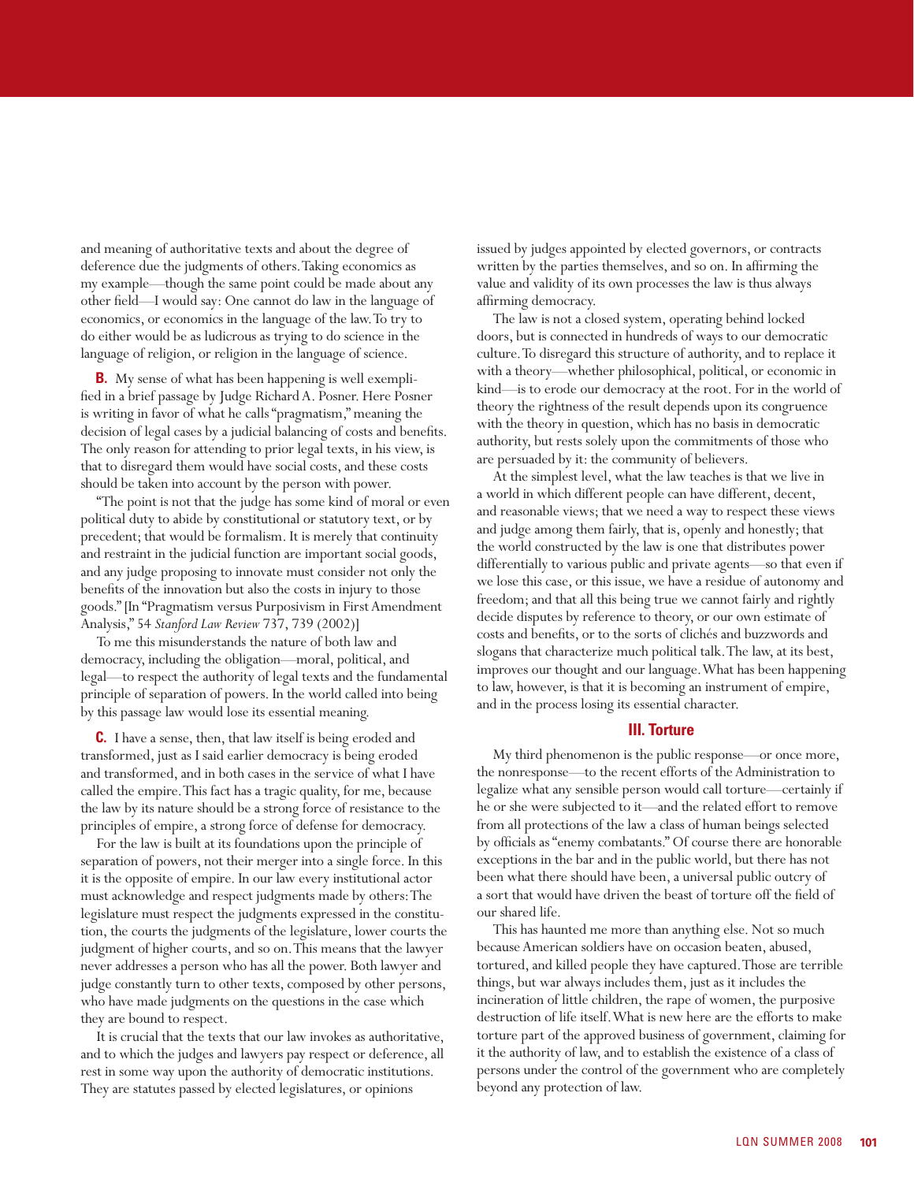and meaning of authoritative texts and about the degree of deference due the judgments of others. Taking economics as my example—though the same point could be made about any other field—I would say: One cannot do law in the language of economics, or economics in the language of the law. To try to do either would be as ludicrous as trying to do science in the language of religion, or religion in the language of science.

**B.** My sense of what has been happening is well exemplified in a brief passage by Judge Richard A. Posner. Here Posner is writing in favor of what he calls "pragmatism," meaning the decision of legal cases by a judicial balancing of costs and benefits. The only reason for attending to prior legal texts, in his view, is that to disregard them would have social costs, and these costs should be taken into account by the person with power.

"The point is not that the judge has some kind of moral or even political duty to abide by constitutional or statutory text, or by precedent; that would be formalism. It is merely that continuity and restraint in the judicial function are important social goods, and any judge proposing to innovate must consider not only the benefits of the innovation but also the costs in injury to those goods." [In "Pragmatism versus Purposivism in First Amendment Analysis," 54 *Stanford Law Review* 737, 739 (2002)]

To me this misunderstands the nature of both law and democracy, including the obligation—moral, political, and legal—to respect the authority of legal texts and the fundamental principle of separation of powers. In the world called into being by this passage law would lose its essential meaning.

**C.** I have a sense, then, that law itself is being eroded and transformed, just as I said earlier democracy is being eroded and transformed, and in both cases in the service of what I have called the empire. This fact has a tragic quality, for me, because the law by its nature should be a strong force of resistance to the principles of empire, a strong force of defense for democracy.

For the law is built at its foundations upon the principle of separation of powers, not their merger into a single force. In this it is the opposite of empire. In our law every institutional actor must acknowledge and respect judgments made by others: The legislature must respect the judgments expressed in the constitution, the courts the judgments of the legislature, lower courts the judgment of higher courts, and so on. This means that the lawyer never addresses a person who has all the power. Both lawyer and judge constantly turn to other texts, composed by other persons, who have made judgments on the questions in the case which they are bound to respect.

It is crucial that the texts that our law invokes as authoritative, and to which the judges and lawyers pay respect or deference, all rest in some way upon the authority of democratic institutions. They are statutes passed by elected legislatures, or opinions issued by judges appointed by elected governors, or contracts written by the parties themselves, and so on. In affirming the value and validity of its own processes the law is thus always affirming democracy.

The law is not a closed system, operating behind locked doors, but is connected in hundreds of ways to our democratic culture. To disregard this structure of authority, and to replace it with a theory—whether philosophical, political, or economic in kind—is to erode our democracy at the root. For in the world of theory the rightness of the result depends upon its congruence with the theory in question, which has no basis in democratic authority, but rests solely upon the commitments of those who are persuaded by it: the community of believers.

At the simplest level, what the law teaches is that we live in a world in which different people can have different, decent, and reasonable views; that we need a way to respect these views and judge among them fairly, that is, openly and honestly; that the world constructed by the law is one that distributes power differentially to various public and private agents—so that even if we lose this case, or this issue, we have a residue of autonomy and freedom; and that all this being true we cannot fairly and rightly decide disputes by reference to theory, or our own estimate of costs and benefits, or to the sorts of clichés and buzzwords and slogans that characterize much political talk. The law, at its best, improves our thought and our language. What has been happening to law, however, is that it is becoming an instrument of empire, and in the process losing its essential character.

## III. Torture

My third phenomenon is the public response—or once more, the nonresponse—to the recent efforts of the Administration to legalize what any sensible person would call torture—certainly if he or she were subjected to it—and the related effort to remove from all protections of the law a class of human beings selected by officials as "enemy combatants." Of course there are honorable exceptions in the bar and in the public world, but there has not been what there should have been, a universal public outcry of a sort that would have driven the beast of torture off the field of our shared life.

This has haunted me more than anything else. Not so much because American soldiers have on occasion beaten, abused, tortured, and killed people they have captured. Those are terrible things, but war always includes them, just as it includes the incineration of little children, the rape of women, the purposive destruction of life itself. What is new here are the efforts to make torture part of the approved business of government, claiming for it the authority of law, and to establish the existence of a class of persons under the control of the government who are completely beyond any protection of law.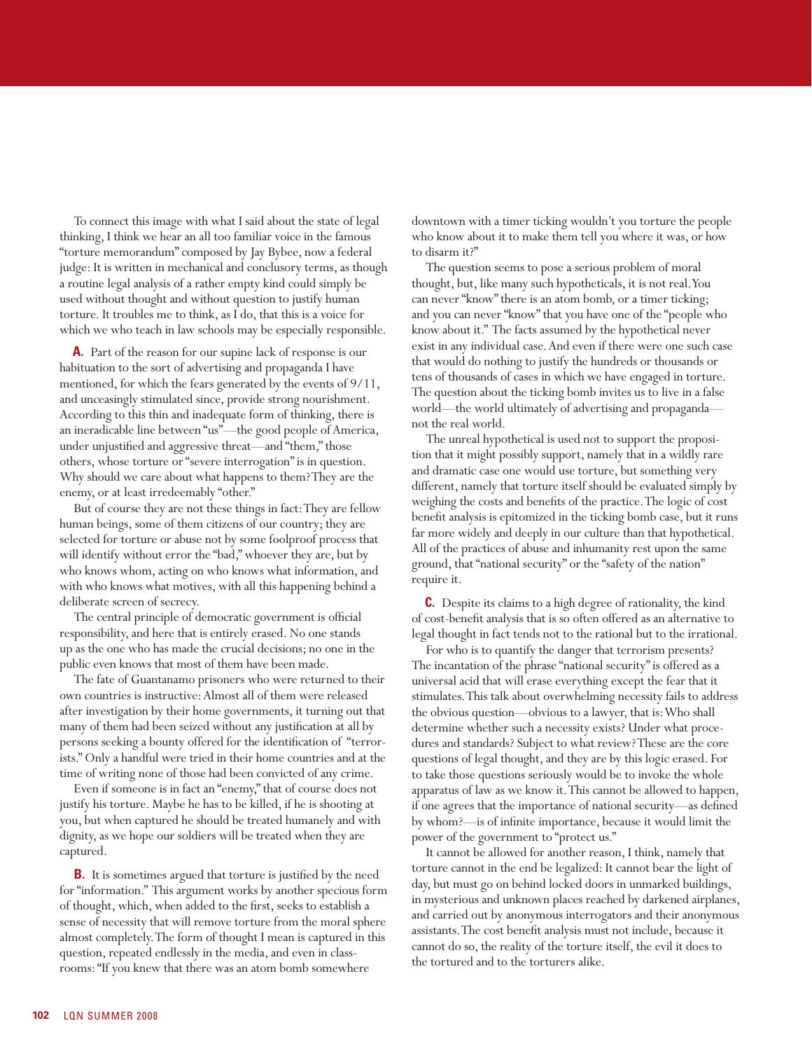To connect this image with what I said about the state of legal thinking, I think we hear an all too familiar voice in the famous "torture memorandum" composed by Jay Bybee, now a federal judge: It is written in mechanical and conclusory terms, as though a routine legal analysis of a rather empty kind could simply be used without thought and without question to justify human torture. It troubles me to think, as I do, that this is a voice for which we who teach in law schools may be especially responsible.

**A.** Part of the reason for our supine lack of response is our habituation to the sort of advertising and propaganda I have mentioned, for which the fears generated by the events of 9/11, and unceasingly stimulated since, provide strong nourishment. According to this thin and inadequate form of thinking, there is an ineradicable line between "us"—the good people of America, under unjustified and aggressive threat—and "them," those others, whose torture or "severe interrogation" is in question. Why should we care about what happens to them? They are the enemy, or at least irredeemably "other."

But of course they are not these things in fact: They are fellow human beings, some of them citizens of our country; they are selected for torture or abuse not by some foolproof process that will identify without error the "bad," whoever they are, but by who knows whom, acting on who knows what information, and with who knows what motives, with all this happening behind a deliberate screen of secrecy.

The central principle of democratic government is official responsibility, and here that is entirely erased. No one stands up as the one who has made the crucial decisions; no one in the public even knows that most of them have been made.

The fate of Guantanamo prisoners who were returned to their own countries is instructive: Almost all of them were released after investigation by their home governments, it turning out that many of them had been seized without any justification at all by persons seeking a bounty offered for the identification of "terrorists." Only a handful were tried in their home countries and at the time of writing none of those had been convicted of any crime.

Even if someone is in fact an "enemy," that of course does not justify his torture. Maybe he has to be killed, if he is shooting at you, but when captured he should be treated humanely and with dignity, as we hope our soldiers will be treated when they are captured.

**B.** It is sometimes argued that torture is justified by the need for "information." This argument works by another specious form of thought, which, when added to the first, seeks to establish a sense of necessity that will remove torture from the moral sphere almost completely. The form of thought I mean is captured in this question, repeated endlessly in the media, and even in classrooms: "If you knew that there was an atom bomb somewhere downtown with a timer ticking wouldn't you torture the people who know about it to make them tell you where it was, or how to disarm it?"

The question seems to pose a serious problem of moral thought, but, like many such hypotheticals, it is not real. You can never "know" there is an atom bomb, or a timer ticking; and you can never "know" that you have one of the "people who know about it." The facts assumed by the hypothetical never exist in any individual case. And even if there were one such case that would do nothing to justify the hundreds or thousands or tens of thousands of cases in which we have engaged in torture. The question about the ticking bomb invites us to live in a false world—the world ultimately of advertising and propaganda—not the real world.

The unreal hypothetical is used not to support the proposition that it might possibly support, namely that in a wildly rare and dramatic case one would use torture, but something very different, namely that torture itself should be evaluated simply by weighing the costs and benefits of the practice. The logic of cost benefit analysis is epitomized in the ticking bomb case, but it runs far more widely and deeply in our culture than that hypothetical. All of the practices of abuse and inhumanity rest upon the same ground, that "national security" or the "safety of the nation" require it.

**C.** Despite its claims to a high degree of rationality, the kind of cost-benefit analysis that is so often offered as an alternative to legal thought in fact tends not to the rational but to the irrational.

For who is to quantify the danger that terrorism presents? The incantation of the phrase "national security" is offered as a universal acid that will erase everything except the fear that it stimulates. This talk about overwhelming necessity fails to address the obvious question—obvious to a lawyer, that is: Who shall determine whether such a necessity exists? Under what procedures and standards? Subject to what review? These are the core questions of legal thought, and they are by this logic erased. For to take those questions seriously would be to invoke the whole apparatus of law as we know it. This cannot be allowed to happen, if one agrees that the importance of national security—as defined by whom?—is of infinite importance, because it would limit the power of the government to "protect us."

It cannot be allowed for another reason, I think, namely that torture cannot in the end be legalized: It cannot bear the light of day, but must go on behind locked doors in unmarked buildings, in mysterious and unknown places reached by darkened airplanes, and carried out by anonymous interrogators and their anonymous assistants. The cost benefit analysis must not include, because it cannot do so, the reality of the torture itself, the evil it does to the tortured and to the torturers alike.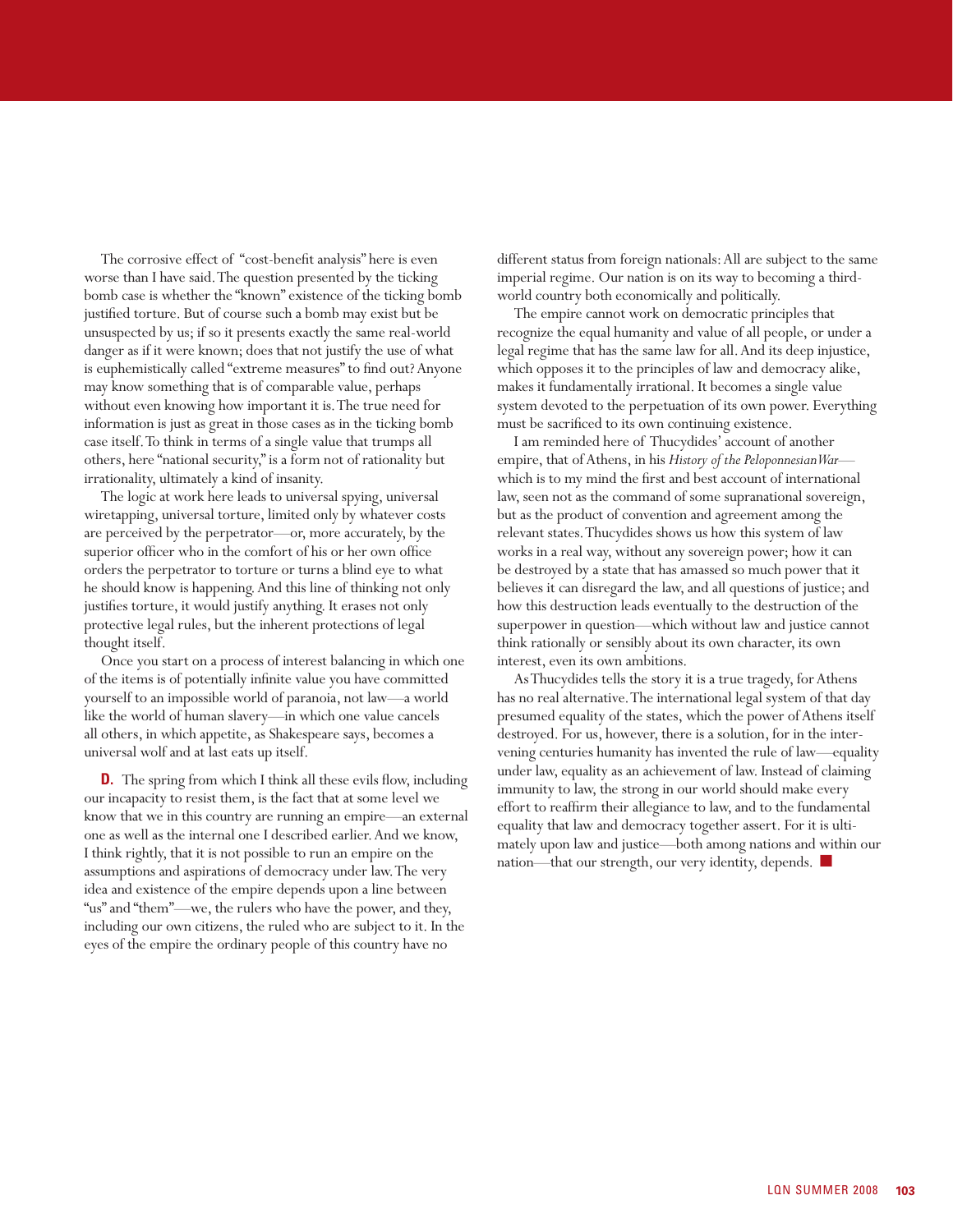The corrosive effect of "cost-benefit analysis" here is even worse than I have said. The question presented by the ticking bomb case is whether the "known" existence of the ticking bomb justified torture. But of course such a bomb may exist but be unsuspected by us; if so it presents exactly the same real-world danger as if it were known; does that not justify the use of what is euphemistically called "extreme measures" to find out? Anyone may know something that is of comparable value, perhaps without even knowing how important it is. The true need for information is just as great in those cases as in the ticking bomb case itself. To think in terms of a single value that trumps all others, here "national security," is a form not of rationality but irrationality, ultimately a kind of insanity.

The logic at work here leads to universal spying, universal wiretapping, universal torture, limited only by whatever costs are perceived by the perpetrator—or, more accurately, by the superior officer who in the comfort of his or her own office orders the perpetrator to torture or turns a blind eye to what he should know is happening. And this line of thinking not only justifies torture, it would justify anything. It erases not only protective legal rules, but the inherent protections of legal thought itself.

Once you start on a process of interest balancing in which one of the items is of potentially infinite value you have committed yourself to an impossible world of paranoia, not law—a world like the world of human slavery—in which one value cancels all others, in which appetite, as Shakespeare says, becomes a universal wolf and at last eats up itself.

**D.** The spring from which I think all these evils flow, including our incapacity to resist them, is the fact that at some level we know that we in this country are running an empire—an external one as well as the internal one I described earlier. And we know, I think rightly, that it is not possible to run an empire on the assumptions and aspirations of democracy under law. The very idea and existence of the empire depends upon a line between "us" and "them"—we, the rulers who have the power, and they, including our own citizens, the ruled who are subject to it. In the eyes of the empire the ordinary people of this country have no different status from foreign nationals: All are subject to the same imperial regime. Our nation is on its way to becoming a third-world country both economically and politically.

The empire cannot work on democratic principles that recognize the equal humanity and value of all people, or under a legal regime that has the same law for all. And its deep injustice, which opposes it to the principles of law and democracy alike, makes it fundamentally irrational. It becomes a single value system devoted to the perpetuation of its own power. Everything must be sacrificed to its own continuing existence.

I am reminded here of Thucydides' account of another empire, that of Athens, in his *History of the Peloponnesian War*—which is to my mind the first and best account of international law, seen not as the command of some supranational sovereign, but as the product of convention and agreement among the relevant states. Thucydides shows us how this system of law works in a real way, without any sovereign power; how it can be destroyed by a state that has amassed so much power that it believes it can disregard the law, and all questions of justice; and how this destruction leads eventually to the destruction of the superpower in question—which without law and justice cannot think rationally or sensibly about its own character, its own interest, even its own ambitions.

As Thucydides tells the story it is a true tragedy, for Athens has no real alternative. The international legal system of that day presumed equality of the states, which the power of Athens itself destroyed. For us, however, there is a solution, for in the intervening centuries humanity has invented the rule of law—equality under law, equality as an achievement of law. Instead of claiming immunity to law, the strong in our world should make every effort to reaffirm their allegiance to law, and to the fundamental equality that law and democracy together assert. For it is ultimately upon law and justice—both among nations and within our nation—that our strength, our very identity, depends. ■